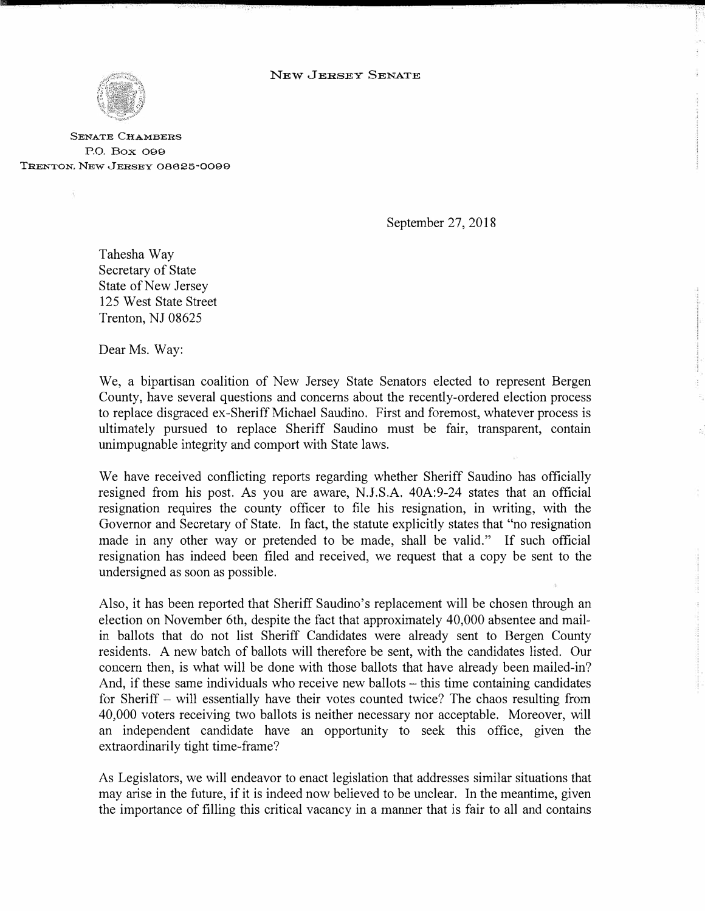NEW JERSEY SENATE

SENATE CHAMBERS
P.O. BOX 099
TRENTON, NEW JERSEY 08625-0099

September 27, 2018

Tahesha Way
Secretary of State
State of New Jersey
125 West State Street
Trenton, NJ 08625

Dear Ms. Way:

We, a bipartisan coalition of New Jersey State Senators elected to represent Bergen County, have several questions and concerns about the recently-ordered election process to replace disgraced ex-Sheriff Michael Saudino. First and foremost, whatever process is ultimately pursued to replace Sheriff Saudino must be fair, transparent, contain unimpugnable integrity and comport with State laws.

We have received conflicting reports regarding whether Sheriff Saudino has officially resigned from his post. As you are aware, N.J.S.A. 40A:9-24 states that an official resignation requires the county officer to file his resignation, in writing, with the Governor and Secretary of State. In fact, the statute explicitly states that "no resignation made in any other way or pretended to be made, shall be valid." If such official resignation has indeed been filed and received, we request that a copy be sent to the undersigned as soon as possible.

Also, it has been reported that Sheriff Saudino's replacement will be chosen through an election on November 6th, despite the fact that approximately 40,000 absentee and mail-in ballots that do not list Sheriff Candidates were already sent to Bergen County residents. A new batch of ballots will therefore be sent, with the candidates listed. Our concern then, is what will be done with those ballots that have already been mailed-in? And, if these same individuals who receive new ballots – this time containing candidates for Sheriff – will essentially have their votes counted twice? The chaos resulting from 40,000 voters receiving two ballots is neither necessary nor acceptable. Moreover, will an independent candidate have an opportunity to seek this office, given the extraordinarily tight time-frame?

As Legislators, we will endeavor to enact legislation that addresses similar situations that may arise in the future, if it is indeed now believed to be unclear. In the meantime, given the importance of filling this critical vacancy in a manner that is fair to all and contains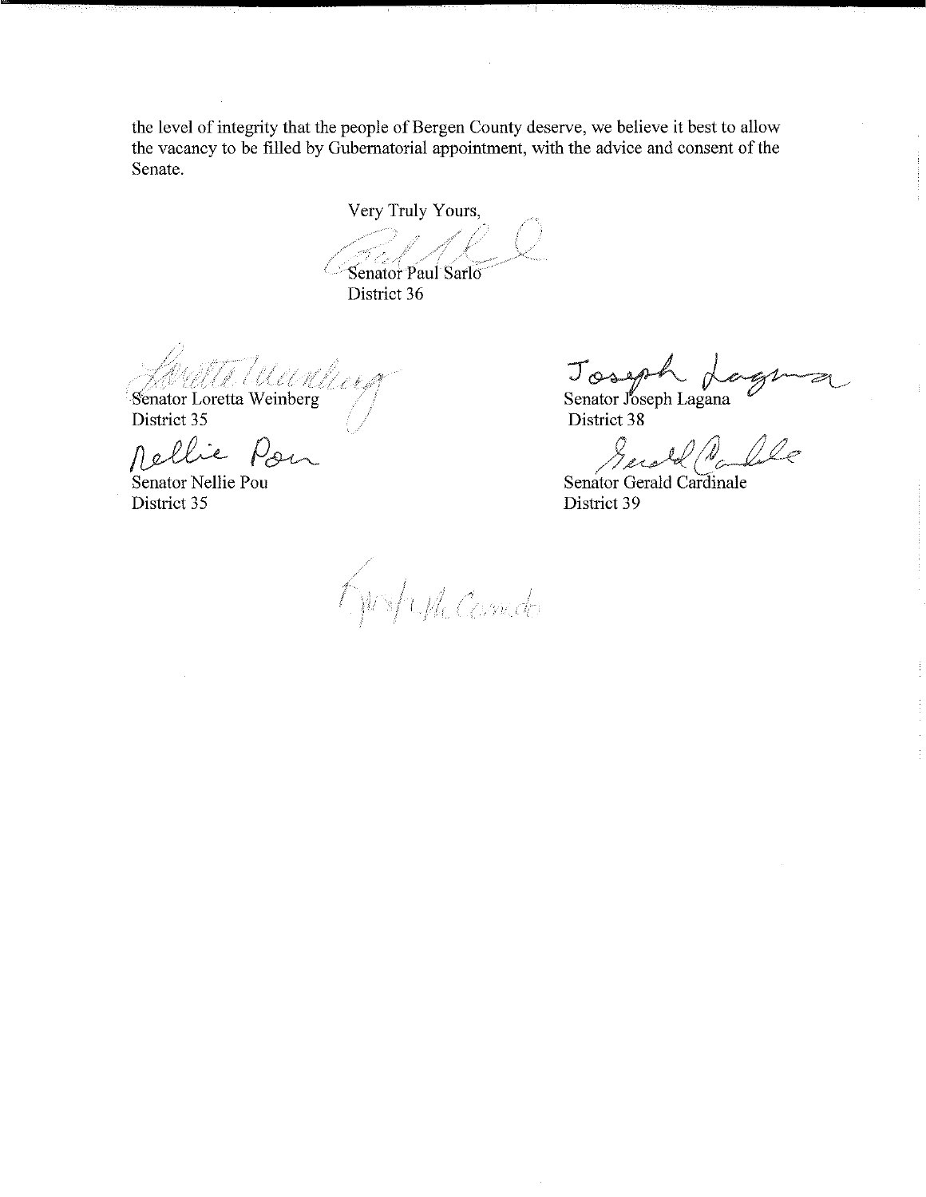the level of integrity that the people of Bergen County deserve, we believe it best to allow the vacancy to be filled by Gubernatorial appointment, with the advice and consent of the Senate.

Very Truly Yours,

Senator Paul Sarlo
District 36

Senator Loretta Weinberg
District 35

Senator Nellie Pou
District 35

Senator Joseph Lagana
District 38

Senator Gerald Cardinale
District 39